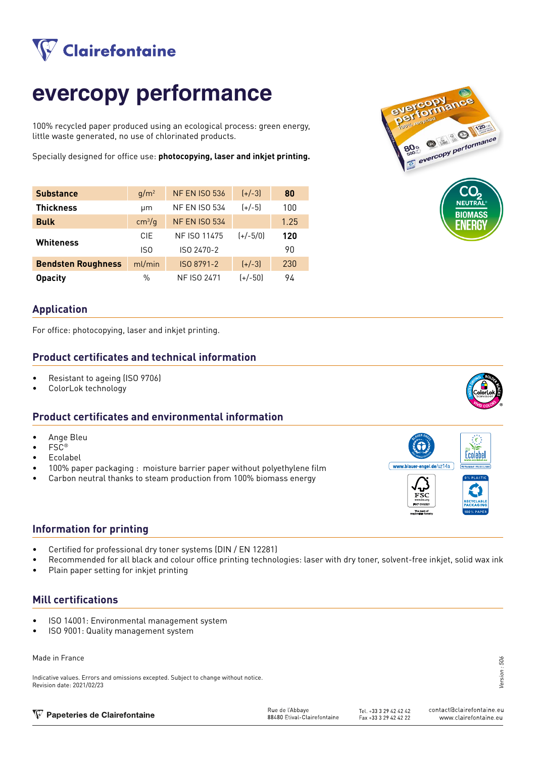# evercopy performance

100% recycled paper produced using an ecological process: green energy, little waste generated, no use of chlorinated products.

Specially designed for office use: **photocopying, laser and inkjet printing.**

| | | | | |
|---|---|---|---|---|
| **Substance** | g/m² | NF EN ISO 536 | (+/-3) | **80** |
| **Thickness** | µm | NF EN ISO 534 | (+/-5) | 100 |
| **Bulk** | cm³/g | NF EN ISO 534 | | 1.25 |
| **Whiteness** | CIE | NF ISO 11475 | (+/-5/0) | **120** |
| | ISO | ISO 2470-2 | | 90 |
| **Bendsten Roughness** | ml/min | ISO 8791-2 | (+/-3) | 230 |
| **Opacity** | % | NF ISO 2471 | (+/-50) | 94 |

## Application

For office: photocopying, laser and inkjet printing.

## Product certificates and technical information

- Resistant to ageing (ISO 9706)
- ColorLok technology

## Product certificates and environmental information

- Ange Bleu
- FSC®
- Ecolabel
- 100% paper packaging : moisture barrier paper without polyethylene film
- Carbon neutral thanks to steam production from 100% biomass energy

## Information for printing

- Certified for professional dry toner systems (DIN / EN 12281)
- Recommended for all black and colour office printing technologies: laser with dry toner, solvent-free inkjet, solid wax ink
- Plain paper setting for inkjet printing

## Mill certifications

- ISO 14001: Environmental management system
- ISO 9001: Quality management system

Made in France

Indicative values. Errors and omissions excepted. Subject to change without notice.
Revision date: 2021/02/23

*Version : 506*

Papeteries de Clairefontaine — Rue de l'Abbaye, 88480 Etival-Clairefontaine — Tel. +33 3 29 42 42 42 — Fax +33 3 29 42 42 22 — contact@clairefontaine.eu — www.clairefontaine.eu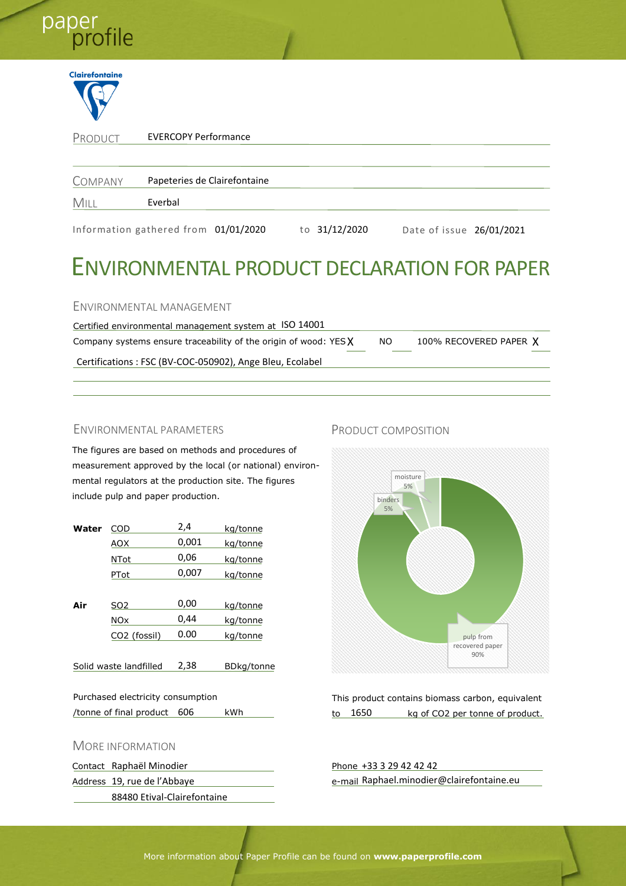paper profile

Clairefontaine

PRODUCT EVERCOPY Performance

COMPANY Papeteries de Clairefontaine

MILL Everbal

Information gathered from 01/01/2020 to 31/12/2020 Date of issue 26/01/2021

# ENVIRONMENTAL PRODUCT DECLARATION FOR PAPER

## ENVIRONMENTAL MANAGEMENT

Certified environmental management system at ISO 14001

Company systems ensure traceability of the origin of wood: YES X NO 100% RECOVERED PAPER X

Certifications : FSC (BV-COC-050902), Ange Bleu, Ecolabel

## ENVIRONMENTAL PARAMETERS

The figures are based on methods and procedures of measurement approved by the local (or national) environmental regulators at the production site. The figures include pulp and paper production.

| | | | |
|---|---|---|---|
| **Water** | COD | 2,4 | kg/tonne |
| | AOX | 0,001 | kg/tonne |
| | NTot | 0,06 | kg/tonne |
| | PTot | 0,007 | kg/tonne |
| **Air** | $SO_2$ | 0,00 | kg/tonne |
| | NOx | 0,44 | kg/tonne |
| | $CO_2$ (fossil) | 0.00 | kg/tonne |
| Solid waste landfilled | | 2,38 | BDkg/tonne |

Purchased electricity consumption /tonne of final product 606 kWh

## PRODUCT COMPOSITION

moisture 5%

binders 5%

pulp from recovered paper 90%

This product contains biomass carbon, equivalent to 1650 kg of $CO_2$ per tonne of product.

## MORE INFORMATION

Contact Raphaël Minodier

Address 19, rue de l'Abbaye
88480 Etival-Clairefontaine

Phone +33 3 29 42 42 42

e-mail Raphael.minodier@clairefontaine.eu

More information about Paper Profile can be found on **www.paperprofile.com**